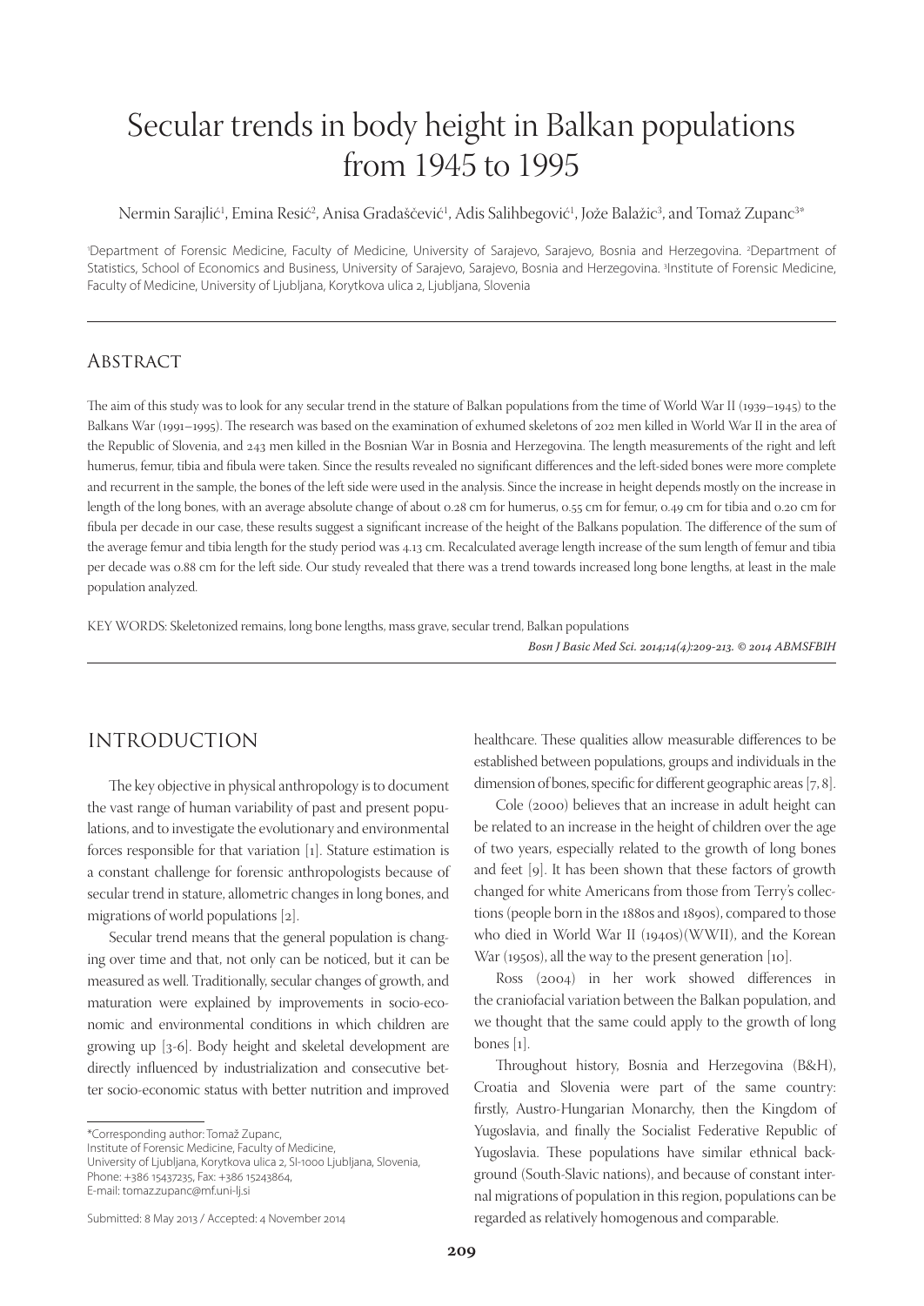# Secular trends in body height in Balkan populations from 1945 to 1995

Nermin Sarajlić[1], Emina Resić[2], Anisa Gradaščević[1], Adis Salihbegović[1], Jože Balažic[3], and Tomaž Zupanc[3]*

[1]Department of Forensic Medicine, Faculty of Medicine, University of Sarajevo, Sarajevo, Bosnia and Herzegovina. [2]Department of Statistics, School of Economics and Business, University of Sarajevo, Sarajevo, Bosnia and Herzegovina. [3]Institute of Forensic Medicine, Faculty of Medicine, University of Ljubljana, Korytkova ulica 2, Ljubljana, Slovenia

## Abstract

The aim of this study was to look for any secular trend in the stature of Balkan populations from the time of World War II (1939–1945) to the Balkans War (1991–1995). The research was based on the examination of exhumed skeletons of 202 men killed in World War II in the area of the Republic of Slovenia, and 243 men killed in the Bosnian War in Bosnia and Herzegovina. The length measurements of the right and left humerus, femur, tibia and fibula were taken. Since the results revealed no significant differences and the left-sided bones were more complete and recurrent in the sample, the bones of the left side were used in the analysis. Since the increase in height depends mostly on the increase in length of the long bones, with an average absolute change of about 0.28 cm for humerus, 0.55 cm for femur, 0.49 cm for tibia and 0.20 cm for fibula per decade in our case, these results suggest a significant increase of the height of the Balkans population. The difference of the sum of the average femur and tibia length for the study period was 4.13 cm. Recalculated average length increase of the sum length of femur and tibia per decade was 0.88 cm for the left side. Our study revealed that there was a trend towards increased long bone lengths, at least in the male population analyzed.

KEY WORDS: Skeletonized remains, long bone lengths, mass grave, secular trend, Balkan populations

## INTRODUCTION

The key objective in physical anthropology is to document the vast range of human variability of past and present populations, and to investigate the evolutionary and environmental forces responsible for that variation [1]. Stature estimation is a constant challenge for forensic anthropologists because of secular trend in stature, allometric changes in long bones, and migrations of world populations [2].

Secular trend means that the general population is changing over time and that, not only can be noticed, but it can be measured as well. Traditionally, secular changes of growth, and maturation were explained by improvements in socio-economic and environmental conditions in which children are growing up [3-6]. Body height and skeletal development are directly influenced by industrialization and consecutive better socio-economic status with better nutrition and improved healthcare. These qualities allow measurable differences to be established between populations, groups and individuals in the dimension of bones, specific for different geographic areas [7, 8].

Cole (2000) believes that an increase in adult height can be related to an increase in the height of children over the age of two years, especially related to the growth of long bones and feet [9]. It has been shown that these factors of growth changed for white Americans from those from Terry's collections (people born in the 1880s and 1890s), compared to those who died in World War II (1940s)(WWII), and the Korean War (1950s), all the way to the present generation [10].

Ross (2004) in her work showed differences in the craniofacial variation between the Balkan population, and we thought that the same could apply to the growth of long bones [1].

Throughout history, Bosnia and Herzegovina (B&H), Croatia and Slovenia were part of the same country: firstly, Austro-Hungarian Monarchy, then the Kingdom of Yugoslavia, and finally the Socialist Federative Republic of Yugoslavia. These populations have similar ethnical background (South-Slavic nations), and because of constant internal migrations of population in this region, populations can be regarded as relatively homogenous and comparable.

*Corresponding author: Tomaž Zupanc,
Institute of Forensic Medicine, Faculty of Medicine,
University of Ljubljana, Korytkova ulica 2, SI-1000 Ljubljana, Slovenia,
Phone: +386 15437235, Fax: +386 15243864,
E-mail: tomaz.zupanc@mf.uni-lj.si

Submitted: 8 May 2013 / Accepted: 4 November 2014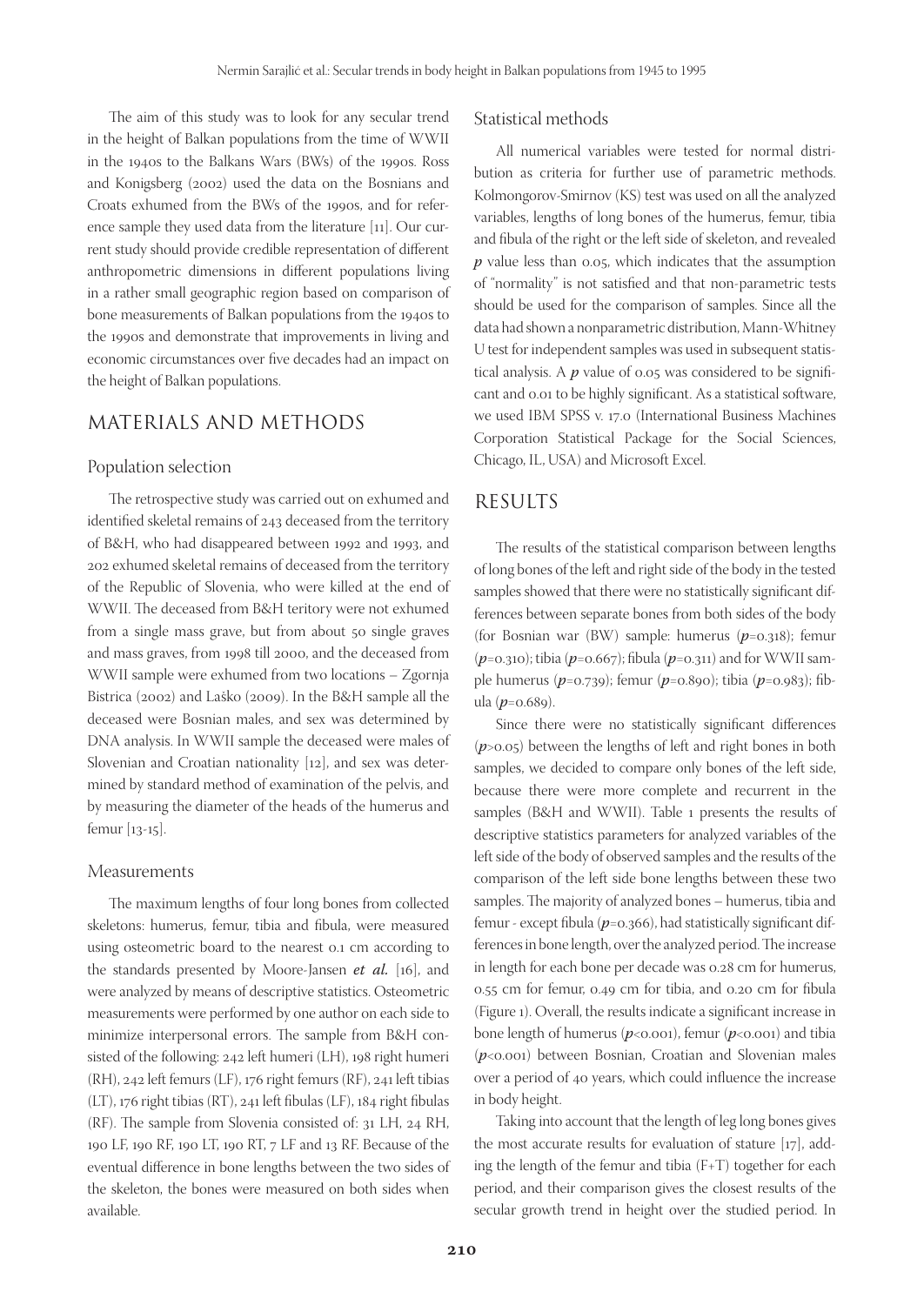The aim of this study was to look for any secular trend in the height of Balkan populations from the time of WWII in the 1940s to the Balkans Wars (BWs) of the 1990s. Ross and Konigsberg (2002) used the data on the Bosnians and Croats exhumed from the BWs of the 1990s, and for reference sample they used data from the literature [11]. Our current study should provide credible representation of different anthropometric dimensions in different populations living in a rather small geographic region based on comparison of bone measurements of Balkan populations from the 1940s to the 1990s and demonstrate that improvements in living and economic circumstances over five decades had an impact on the height of Balkan populations.

## MATERIALS AND METHODS

### Population selection

The retrospective study was carried out on exhumed and identified skeletal remains of 243 deceased from the territory of B&H, who had disappeared between 1992 and 1993, and 202 exhumed skeletal remains of deceased from the territory of the Republic of Slovenia, who were killed at the end of WWII. The deceased from B&H teritory were not exhumed from a single mass grave, but from about 50 single graves and mass graves, from 1998 till 2000, and the deceased from WWII sample were exhumed from two locations – Zgornja Bistrica (2002) and Laško (2009). In the B&H sample all the deceased were Bosnian males, and sex was determined by DNA analysis. In WWII sample the deceased were males of Slovenian and Croatian nationality [12], and sex was determined by standard method of examination of the pelvis, and by measuring the diameter of the heads of the humerus and femur [13-15].

### Measurements

The maximum lengths of four long bones from collected skeletons: humerus, femur, tibia and fibula, were measured using osteometric board to the nearest 0.1 cm according to the standards presented by Moore-Jansen ***et al.*** [16], and were analyzed by means of descriptive statistics. Osteometric measurements were performed by one author on each side to minimize interpersonal errors. The sample from B&H consisted of the following: 242 left humeri (LH), 198 right humeri (RH), 242 left femurs (LF), 176 right femurs (RF), 241 left tibias (LT), 176 right tibias (RT), 241 left fibulas (LF), 184 right fibulas (RF). The sample from Slovenia consisted of: 31 LH, 24 RH, 190 LF, 190 RF, 190 LT, 190 RT, 7 LF and 13 RF. Because of the eventual difference in bone lengths between the two sides of the skeleton, the bones were measured on both sides when available.

### Statistical methods

All numerical variables were tested for normal distribution as criteria for further use of parametric methods. Kolmongorov-Smirnov (KS) test was used on all the analyzed variables, lengths of long bones of the humerus, femur, tibia and fibula of the right or the left side of skeleton, and revealed $p$ value less than 0.05, which indicates that the assumption of "normality" is not satisfied and that non-parametric tests should be used for the comparison of samples. Since all the data had shown a nonparametric distribution, Mann-Whitney U test for independent samples was used in subsequent statistical analysis. A $p$ value of 0.05 was considered to be significant and 0.01 to be highly significant. As a statistical software, we used IBM SPSS v. 17.0 (International Business Machines Corporation Statistical Package for the Social Sciences, Chicago, IL, USA) and Microsoft Excel.

## RESULTS

The results of the statistical comparison between lengths of long bones of the left and right side of the body in the tested samples showed that there were no statistically significant differences between separate bones from both sides of the body (for Bosnian war (BW) sample: humerus ($p$=0.318); femur ($p$=0.310); tibia ($p$=0.667); fibula ($p$=0.311) and for WWII sample humerus ($p$=0.739); femur ($p$=0.890); tibia ($p$=0.983); fibula ($p$=0.689).

Since there were no statistically significant differences ($p$>0.05) between the lengths of left and right bones in both samples, we decided to compare only bones of the left side, because there were more complete and recurrent in the samples (B&H and WWII). Table 1 presents the results of descriptive statistics parameters for analyzed variables of the left side of the body of observed samples and the results of the comparison of the left side bone lengths between these two samples. The majority of analyzed bones – humerus, tibia and femur - except fibula ($p$=0.366), had statistically significant differences in bone length, over the analyzed period. The increase in length for each bone per decade was 0.28 cm for humerus, 0.55 cm for femur, 0.49 cm for tibia, and 0.20 cm for fibula (Figure 1). Overall, the results indicate a significant increase in bone length of humerus ($p$<0.001), femur ($p$<0.001) and tibia ($p$<0.001) between Bosnian, Croatian and Slovenian males over a period of 40 years, which could influence the increase in body height.

Taking into account that the length of leg long bones gives the most accurate results for evaluation of stature [17], adding the length of the femur and tibia (F+T) together for each period, and their comparison gives the closest results of the secular growth trend in height over the studied period. In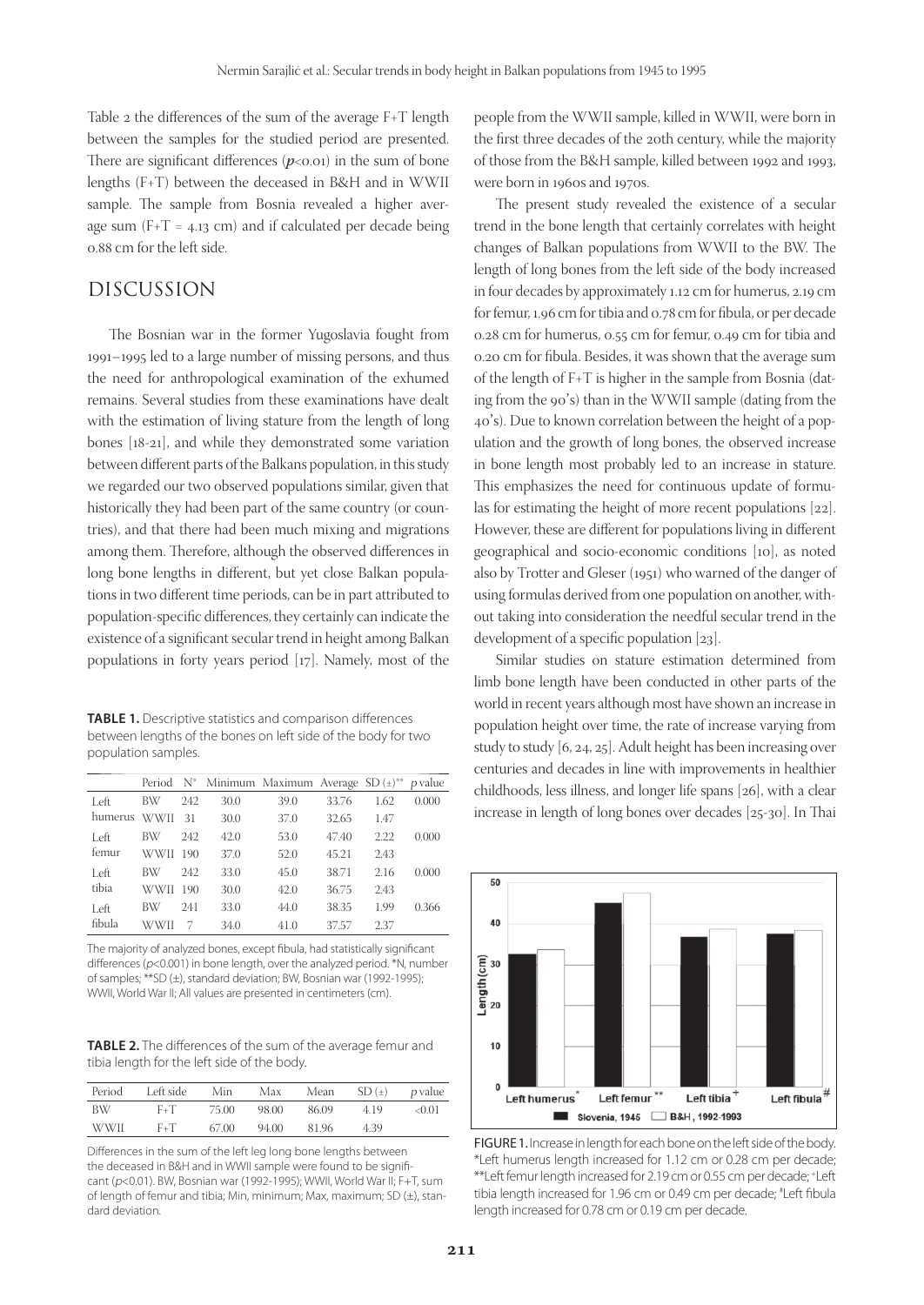Table 2 the differences of the sum of the average F+T length between the samples for the studied period are presented. There are significant differences ($p<0.01$) in the sum of bone lengths (F+T) between the deceased in B&H and in WWII sample. The sample from Bosnia revealed a higher average sum (F+T = 4.13 cm) and if calculated per decade being 0.88 cm for the left side.

## DISCUSSION

The Bosnian war in the former Yugoslavia fought from 1991–1995 led to a large number of missing persons, and thus the need for anthropological examination of the exhumed remains. Several studies from these examinations have dealt with the estimation of living stature from the length of long bones [18-21], and while they demonstrated some variation between different parts of the Balkans population, in this study we regarded our two observed populations similar, given that historically they had been part of the same country (or countries), and that there had been much mixing and migrations among them. Therefore, although the observed differences in long bone lengths in different, but yet close Balkan populations in two different time periods, can be in part attributed to population-specific differences, they certainly can indicate the existence of a significant secular trend in height among Balkan populations in forty years period [17]. Namely, most of the people from the WWII sample, killed in WWII, were born in the first three decades of the 20th century, while the majority of those from the B&H sample, killed between 1992 and 1993, were born in 1960s and 1970s.

**TABLE 1.** Descriptive statistics and comparison differences between lengths of the bones on left side of the body for two population samples.

| | Period | N* | Minimum | Maximum | Average | SD (±)** | p value |
|---|---|---|---|---|---|---|---|
| Left humerus | BW | 242 | 30.0 | 39.0 | 33.76 | 1.62 | 0.000 |
| | WWII | 31 | 30.0 | 37.0 | 32.65 | 1.47 | |
| Left femur | BW | 242 | 42.0 | 53.0 | 47.40 | 2.22 | 0.000 |
| | WWII | 190 | 37.0 | 52.0 | 45.21 | 2.43 | |
| Left tibia | BW | 242 | 33.0 | 45.0 | 38.71 | 2.16 | 0.000 |
| | WWII | 190 | 30.0 | 42.0 | 36.75 | 2.43 | |
| Left fibula | BW | 241 | 33.0 | 44.0 | 38.35 | 1.99 | 0.366 |
| | WWII | 7 | 34.0 | 41.0 | 37.57 | 2.37 | |

The majority of analyzed bones, except fibula, had statistically significant differences ($p<0.001$) in bone length, over the analyzed period. *N, number of samples; **SD (±), standard deviation; BW, Bosnian war (1992-1995); WWII, World War II; All values are presented in centimeters (cm).

**TABLE 2.** The differences of the sum of the average femur and tibia length for the left side of the body.

| Period | Left side | Min | Max | Mean | SD (±) | p value |
|---|---|---|---|---|---|---|
| BW | F+T | 75.00 | 98.00 | 86.09 | 4.19 | <0.01 |
| WWII | F+T | 67.00 | 94.00 | 81.96 | 4.39 | |

Differences in the sum of the left leg long bone lengths between the deceased in B&H and in WWII sample were found to be significant ($p<0.01$). BW, Bosnian war (1992-1995); WWII, World War II; F+T, sum of length of femur and tibia; Min, minimum; Max, maximum; SD (±), standard deviation.

The present study revealed the existence of a secular trend in the bone length that certainly correlates with height changes of Balkan populations from WWII to the BW. The length of long bones from the left side of the body increased in four decades by approximately 1.12 cm for humerus, 2.19 cm for femur, 1.96 cm for tibia and 0.78 cm for fibula, or per decade 0.28 cm for humerus, 0.55 cm for femur, 0.49 cm for tibia and 0.20 cm for fibula. Besides, it was shown that the average sum of the length of F+T is higher in the sample from Bosnia (dating from the 90's) than in the WWII sample (dating from the 40's). Due to known correlation between the height of a population and the growth of long bones, the observed increase in bone length most probably led to an increase in stature. This emphasizes the need for continuous update of formulas for estimating the height of more recent populations [22]. However, these are different for populations living in different geographical and socio-economic conditions [10], as noted also by Trotter and Gleser (1951) who warned of the danger of using formulas derived from one population on another, without taking into consideration the needful secular trend in the development of a specific population [23].

Similar studies on stature estimation determined from limb bone length have been conducted in other parts of the world in recent years although most have shown an increase in population height over time, the rate of increase varying from study to study [6, 24, 25]. Adult height has been increasing over centuries and decades in line with improvements in healthier childhoods, less illness, and longer life spans [26], with a clear increase in length of long bones over decades [25-30]. In Thai

FIGURE 1. Increase in length for each bone on the left side of the body. *Left humerus length increased for 1.12 cm or 0.28 cm per decade; **Left femur length increased for 2.19 cm or 0.55 cm per decade; +Left tibia length increased for 1.96 cm or 0.49 cm per decade; #Left fibula length increased for 0.78 cm or 0.19 cm per decade.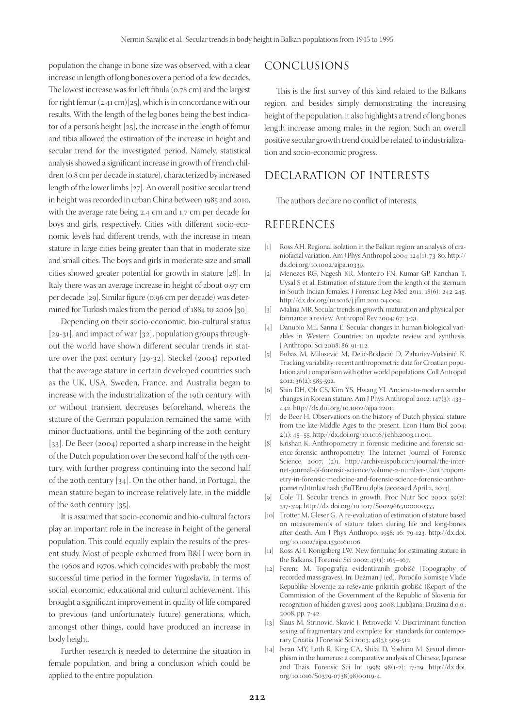population the change in bone size was observed, with a clear increase in length of long bones over a period of a few decades. The lowest increase was for left fibula (0.78 cm) and the largest for right femur (2.41 cm)[25], which is in concordance with our results. With the length of the leg bones being the best indicator of a person's height [25], the increase in the length of femur and tibia allowed the estimation of the increase in height and secular trend for the investigated period. Namely, statistical analysis showed a significant increase in growth of French children (0.8 cm per decade in stature), characterized by increased length of the lower limbs [27]. An overall positive secular trend in height was recorded in urban China between 1985 and 2010, with the average rate being 2.4 cm and 1.7 cm per decade for boys and girls, respectively. Cities with different socio-economic levels had different trends, with the increase in mean stature in large cities being greater than that in moderate size and small cities. The boys and girls in moderate size and small cities showed greater potential for growth in stature [28]. In Italy there was an average increase in height of about 0.97 cm per decade [29]. Similar figure (0.96 cm per decade) was determined for Turkish males from the period of 1884 to 2006 [30].

Depending on their socio-economic, bio-cultural status [29-31], and impact of war [32], population groups throughout the world have shown different secular trends in stature over the past century [29-32]. Steckel (2004) reported that the average stature in certain developed countries such as the UK, USA, Sweden, France, and Australia began to increase with the industrialization of the 19th century, with or without transient decreases beforehand, whereas the stature of the German population remained the same, with minor fluctuations, until the beginning of the 20th century [33]. De Beer (2004) reported a sharp increase in the height of the Dutch population over the second half of the 19th century, with further progress continuing into the second half of the 20th century [34]. On the other hand, in Portugal, the mean stature began to increase relatively late, in the middle of the 20th century [35].

It is assumed that socio-economic and bio-cultural factors play an important role in the increase in height of the general population. This could equally explain the results of the present study. Most of people exhumed from B&H were born in the 1960s and 1970s, which coincides with probably the most successful time period in the former Yugoslavia, in terms of social, economic, educational and cultural achievement. This brought a significant improvement in quality of life compared to previous (and unfortunately future) generations, which, amongst other things, could have produced an increase in body height.

Further research is needed to determine the situation in female population, and bring a conclusion which could be applied to the entire population.

## CONCLUSIONS

This is the first survey of this kind related to the Balkans region, and besides simply demonstrating the increasing height of the population, it also highlights a trend of long bones length increase among males in the region. Such an overall positive secular growth trend could be related to industrialization and socio-economic progress.

## DECLARATION OF INTERESTS

The authors declare no conflict of interests.

## REFERENCES

[1] Ross AH. Regional isolation in the Balkan region: an analysis of craniofacial variation. Am J Phys Anthropol 2004; 124(1): 73-80. http://dx.doi.org/10.1002/ajpa.10339.

[2] Menezes RG, Nagesh KR, Monteiro FN, Kumar GP, Kanchan T, Uysal S et al. Estimation of stature from the length of the sternum in South Indian females. J Forensic Leg Med 2011; 18(6): 242-245. http://dx.doi.org/10.1016/j.jflm.2011.04.004.

[3] Malina MR. Secular trends in growth, maturation and physical performance: a review. Anthropol Rev 2004; 67: 3-31.

[4] Danubio ME, Sanna E. Secular changes in human biological variables in Western Countries: an upadate review and synthesis. J Anthropol Sci 2008; 86: 91-112.

[5] Bubas M, Milosević M, Delić-Brkljacić D, Zahariev-Vuksinić K. Tracking variability: recent anthropometric data for Croatian population and comparison with other world populations. Coll Antropol 2012; 36(2): 585-592.

[6] Shin DH, Oh CS, Kim YS, Hwang YI. Ancient-to-modern secular changes in Korean stature. Am J Phys Anthropol 2012; 147(3): 433–442. http://dx.doi.org/10.1002/ajpa.22011.

[7] de Beer H. Observations on the history of Dutch physical stature from the late-Middle Ages to the present. Econ Hum Biol 2004; 2(1): 45–55. http://dx.doi.org/10.1016/j.ehb.2003.11.001.

[8] Krishan K. Anthropometry in forensic medicine and forensic science-forensic anthropometry. The Internet Journal of Forensic Science, 2007; (2)1. http://archive.ispub.com/journal/the-internet-journal-of-forensic-science/volume-2-number-1/anthropometry-in-forensic-medicine-and-forensic-science-forensic-anthropometry.html#sthash.5BuTBr1u.dpbs (accessed April 2, 2013).

[9] Cole TJ. Secular trends in growth. Proc Nutr Soc 2000; 59(2): 317-324. http://dx.doi.org/10.1017/S0029665100000355

[10] Trotter M, Gleser G. A re-evaluation of estimation of stature based on measurements of stature taken during life and long-bones after death. Am J Phys Anthropo. 1958; 16: 79-123. http://dx.doi.org/10.1002/ajpa.1330160106.

[11] Ross AH, Konigsberg LW. New formulae for estimating stature in the Balkans. J Forensic Sci 2002; 47(1): 165–167.

[12] Ferenc M. Topografija evidentiranih grobišč (Topography of recorded mass graves). In; Dežman J (ed). Poročilo Komisije Vlade Republike Slovenije za reševanje prikritih grobišč (Report of the Commission of the Government of the Republic of Slovenia for recognition of hidden graves) 2005-2008. Ljubljana: Družina d.o.o.; 2008, pp. 7-42.

[13] Šlaus M, Strinović, Škavić J, Petrovečki V. Discriminant function sexing of fragmentary and complete for: standards for contemporary Croatia. J Forensic Sci 2003; 48(3): 509-512.

[14] Iscan MY, Loth R, King CA, Shilai D, Yoshino M. Sexual dimorphism in the humerus: a comparative analysis of Chinese, Japanese and Thais. Forensic Sci Int 1998; 98(1-2): 17-29. http://dx.doi.org/10.1016/S0379-0738(98)00119-4.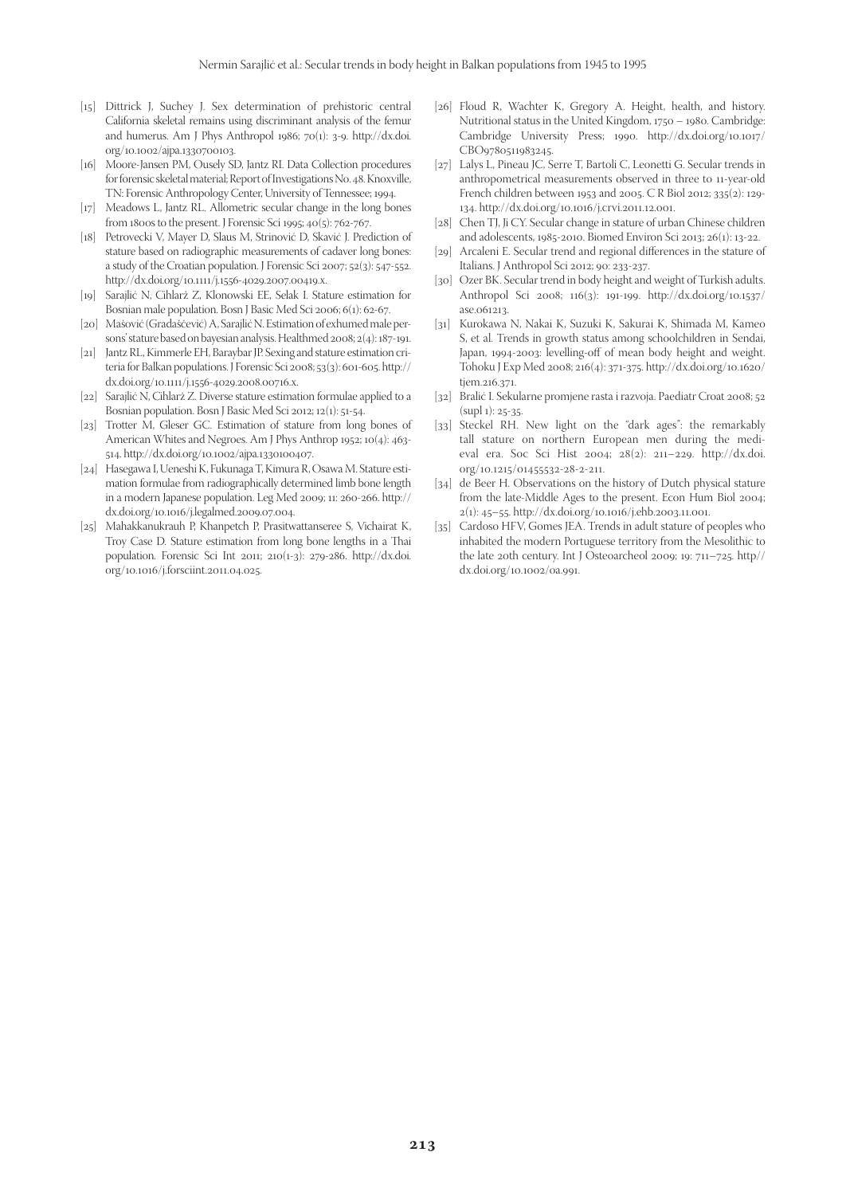[15] Dittrick J, Suchey J. Sex determination of prehistoric central California skeletal remains using discriminant analysis of the femur and humerus. Am J Phys Anthropol 1986; 70(1): 3-9. http://dx.doi.org/10.1002/ajpa.1330700103.

[16] Moore-Jansen PM, Ousely SD, Jantz RI. Data Collection procedures for forensic skeletal material; Report of Investigations No. 48. Knoxville, TN: Forensic Anthropology Center, University of Tennessee; 1994.

[17] Meadows L, Jantz RL. Allometric secular change in the long bones from 1800s to the present. J Forensic Sci 1995; 40(5): 762-767.

[18] Petrovecki V, Mayer D, Slaus M, Strinović D, Skavić J. Prediction of stature based on radiographic measurements of cadaver long bones: a study of the Croatian population. J Forensic Sci 2007; 52(3): 547-552. http://dx.doi.org/10.1111/j.1556-4029.2007.00419.x.

[19] Sarajlić N, Cihlarž Z, Klonowski EE, Selak I. Stature estimation for Bosnian male population. Bosn J Basic Med Sci 2006; 6(1): 62-67.

[20] Mašović (Gradašćević) A, Sarajlić N. Estimation of exhumed male persons' stature based on bayesian analysis. Healthmed 2008; 2(4): 187-191.

[21] Jantz RL, Kimmerle EH, Baraybar JP. Sexing and stature estimation criteria for Balkan populations. J Forensic Sci 2008; 53(3): 601-605. http://dx.doi.org/10.1111/j.1556-4029.2008.00716.x.

[22] Sarajlić N, Cihlarž Z. Diverse stature estimation formulae applied to a Bosnian population. Bosn J Basic Med Sci 2012; 12(1): 51-54.

[23] Trotter M, Gleser GC. Estimation of stature from long bones of American Whites and Negroes. Am J Phys Anthrop 1952; 10(4): 463-514. http://dx.doi.org/10.1002/ajpa.1330100407.

[24] Hasegawa I, Ueneshi K, Fukunaga T, Kimura R, Osawa M. Stature estimation formulae from radiographically determined limb bone length in a modern Japanese population. Leg Med 2009; 11: 260-266. http://dx.doi.org/10.1016/j.legalmed.2009.07.004.

[25] Mahakkanukrauh P, Khanpetch P, Prasitwattanseree S, Vichairat K, Troy Case D. Stature estimation from long bone lengths in a Thai population. Forensic Sci Int 2011; 210(1-3): 279-286. http://dx.doi.org/10.1016/j.forsciint.2011.04.025.

[26] Floud R, Wachter K, Gregory A. Height, health, and history. Nutritional status in the United Kingdom, 1750 – 1980. Cambridge: Cambridge University Press; 1990. http://dx.doi.org/10.1017/CBO9780511983245.

[27] Lalys L, Pineau JC, Serre T, Bartoli C, Leonetti G. Secular trends in anthropometrical measurements observed in three to 11-year-old French children between 1953 and 2005. C R Biol 2012; 335(2): 129-134. http://dx.doi.org/10.1016/j.crvi.2011.12.001.

[28] Chen TJ, Ji CY. Secular change in stature of urban Chinese children and adolescents, 1985-2010. Biomed Environ Sci 2013; 26(1): 13-22.

[29] Arcaleni E. Secular trend and regional differences in the stature of Italians. J Anthropol Sci 2012; 90: 233-237.

[30] Ozer BK. Secular trend in body height and weight of Turkish adults. Anthropol Sci 2008; 116(3): 191-199. http://dx.doi.org/10.1537/ase.061213.

[31] Kurokawa N, Nakai K, Suzuki K, Sakurai K, Shimada M, Kameo S, et al. Trends in growth status among schoolchildren in Sendai, Japan, 1994-2003: levelling-off of mean body height and weight. Tohoku J Exp Med 2008; 216(4): 371-375. http://dx.doi.org/10.1620/tjem.216.371.

[32] Bralić I. Sekularne promjene rasta i razvoja. Paediatr Croat 2008; 52 (supl 1): 25-35.

[33] Steckel RH. New light on the "dark ages": the remarkably tall stature on northern European men during the medieval era. Soc Sci Hist 2004; 28(2): 211–229. http://dx.doi.org/10.1215/01455532-28-2-211.

[34] de Beer H. Observations on the history of Dutch physical stature from the late-Middle Ages to the present. Econ Hum Biol 2004; 2(1): 45–55. http://dx.doi.org/10.1016/j.ehb.2003.11.001.

[35] Cardoso HFV, Gomes JEA. Trends in adult stature of peoples who inhabited the modern Portuguese territory from the Mesolithic to the late 20th century. Int J Osteoarcheol 2009; 19: 711–725. http//dx.doi.org/10.1002/oa.991.